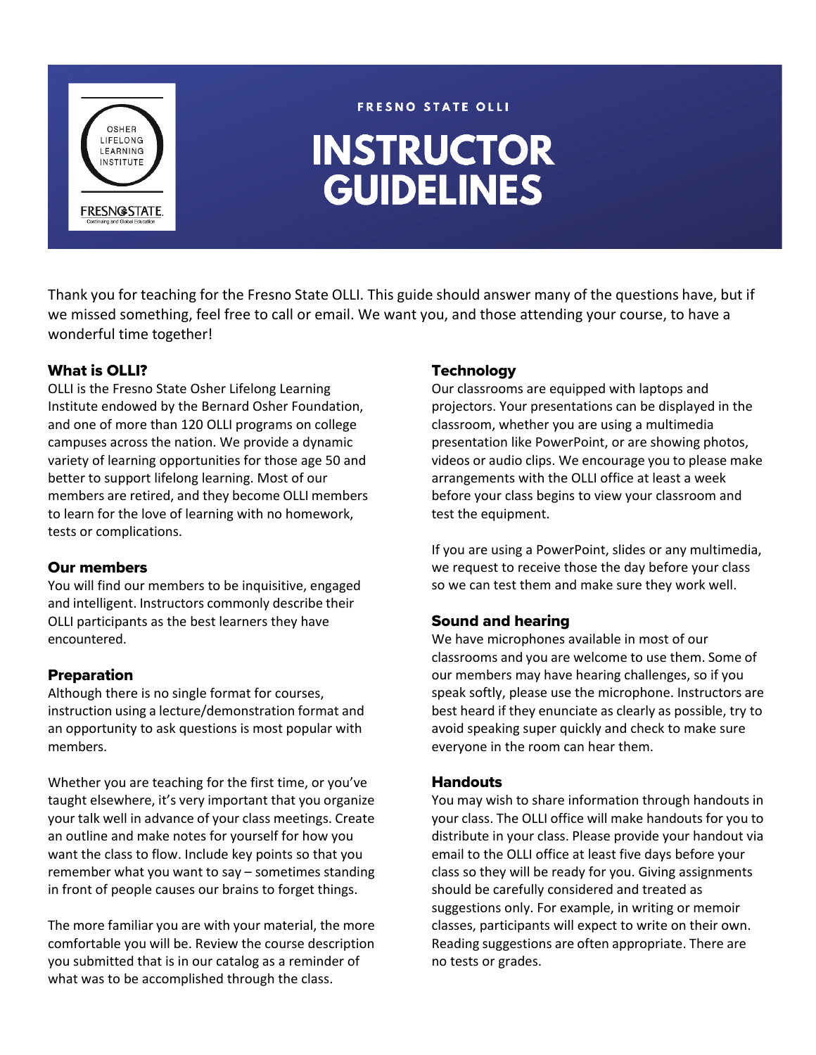FRESNO STATE OLLI

# INSTRUCTOR GUIDELINES

Thank you for teaching for the Fresno State OLLI. This guide should answer many of the questions have, but if we missed something, feel free to call or email. We want you, and those attending your course, to have a wonderful time together!

## What is OLLI?

OLLI is the Fresno State Osher Lifelong Learning Institute endowed by the Bernard Osher Foundation, and one of more than 120 OLLI programs on college campuses across the nation. We provide a dynamic variety of learning opportunities for those age 50 and better to support lifelong learning. Most of our members are retired, and they become OLLI members to learn for the love of learning with no homework, tests or complications.

## Our members

You will find our members to be inquisitive, engaged and intelligent. Instructors commonly describe their OLLI participants as the best learners they have encountered.

## Preparation

Although there is no single format for courses, instruction using a lecture/demonstration format and an opportunity to ask questions is most popular with members.

Whether you are teaching for the first time, or you've taught elsewhere, it's very important that you organize your talk well in advance of your class meetings. Create an outline and make notes for yourself for how you want the class to flow. Include key points so that you remember what you want to say – sometimes standing in front of people causes our brains to forget things.

The more familiar you are with your material, the more comfortable you will be. Review the course description you submitted that is in our catalog as a reminder of what was to be accomplished through the class.

## Technology

Our classrooms are equipped with laptops and projectors. Your presentations can be displayed in the classroom, whether you are using a multimedia presentation like PowerPoint, or are showing photos, videos or audio clips. We encourage you to please make arrangements with the OLLI office at least a week before your class begins to view your classroom and test the equipment.

If you are using a PowerPoint, slides or any multimedia, we request to receive those the day before your class so we can test them and make sure they work well.

## Sound and hearing

We have microphones available in most of our classrooms and you are welcome to use them. Some of our members may have hearing challenges, so if you speak softly, please use the microphone. Instructors are best heard if they enunciate as clearly as possible, try to avoid speaking super quickly and check to make sure everyone in the room can hear them.

## Handouts

You may wish to share information through handouts in your class. The OLLI office will make handouts for you to distribute in your class. Please provide your handout via email to the OLLI office at least five days before your class so they will be ready for you. Giving assignments should be carefully considered and treated as suggestions only. For example, in writing or memoir classes, participants will expect to write on their own. Reading suggestions are often appropriate. There are no tests or grades.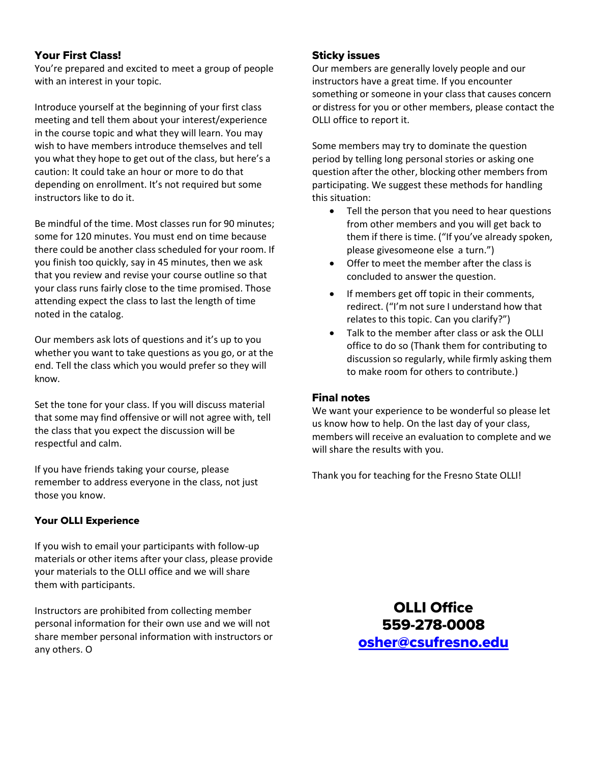## Your First Class!

You're prepared and excited to meet a group of people with an interest in your topic.

Introduce yourself at the beginning of your first class meeting and tell them about your interest/experience in the course topic and what they will learn. You may wish to have members introduce themselves and tell you what they hope to get out of the class, but here's a caution: It could take an hour or more to do that depending on enrollment. It's not required but some instructors like to do it.

Be mindful of the time. Most classes run for 90 minutes; some for 120 minutes. You must end on time because there could be another class scheduled for your room. If you finish too quickly, say in 45 minutes, then we ask that you review and revise your course outline so that your class runs fairly close to the time promised. Those attending expect the class to last the length of time noted in the catalog.

Our members ask lots of questions and it's up to you whether you want to take questions as you go, or at the end. Tell the class which you would prefer so they will know.

Set the tone for your class. If you will discuss material that some may find offensive or will not agree with, tell the class that you expect the discussion will be respectful and calm.

If you have friends taking your course, please remember to address everyone in the class, not just those you know.

## Your OLLI Experience

If you wish to email your participants with follow-up materials or other items after your class, please provide your materials to the OLLI office and we will share them with participants.

Instructors are prohibited from collecting member personal information for their own use and we will not share member personal information with instructors or any others. O

## Sticky issues

Our members are generally lovely people and our instructors have a great time. If you encounter something or someone in your class that causes concern or distress for you or other members, please contact the OLLI office to report it.

Some members may try to dominate the question period by telling long personal stories or asking one question after the other, blocking other members from participating. We suggest these methods for handling this situation:

- Tell the person that you need to hear questions from other members and you will get back to them if there is time. ("If you've already spoken, please givesomeone else a turn.")
- Offer to meet the member after the class is concluded to answer the question.
- If members get off topic in their comments, redirect. ("I'm not sure I understand how that relates to this topic. Can you clarify?")
- Talk to the member after class or ask the OLLI office to do so (Thank them for contributing to discussion so regularly, while firmly asking them to make room for others to contribute.)

## Final notes

We want your experience to be wonderful so please let us know how to help. On the last day of your class, members will receive an evaluation to complete and we will share the results with you.

Thank you for teaching for the Fresno State OLLI!

**OLLI Office**
**559-278-0008**
**osher@csufresno.edu**